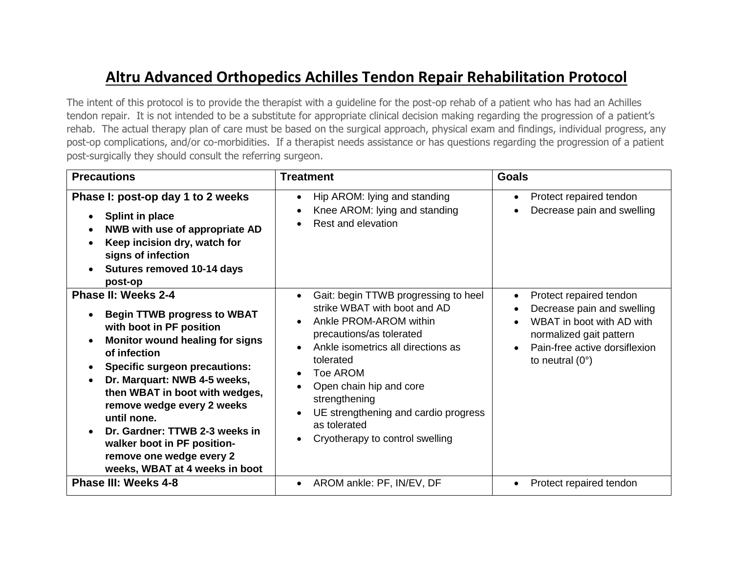# Altru Advanced Orthopedics Achilles Tendon Repair Rehabilitation Protocol

The intent of this protocol is to provide the therapist with a guideline for the post-op rehab of a patient who has had an Achilles tendon repair. It is not intended to be a substitute for appropriate clinical decision making regarding the progression of a patient's rehab. The actual therapy plan of care must be based on the surgical approach, physical exam and findings, individual progress, any post-op complications, and/or co-morbidities. If a therapist needs assistance or has questions regarding the progression of a patient post-surgically they should consult the referring surgeon.

| Precautions | Treatment | Goals |
|---|---|---|
| **Phase I: post-op day 1 to 2 weeks**<br>• **Splint in place**<br>• **NWB with use of appropriate AD**<br>• **Keep incision dry, watch for signs of infection**<br>• **Sutures removed 10-14 days post-op** | • Hip AROM: lying and standing<br>• Knee AROM: lying and standing<br>• Rest and elevation | • Protect repaired tendon<br>• Decrease pain and swelling |
| **Phase II: Weeks 2-4**<br>• **Begin TTWB progress to WBAT with boot in PF position**<br>• **Monitor wound healing for signs of infection**<br>• **Specific surgeon precautions:**<br>• **Dr. Marquart: NWB 4-5 weeks, then WBAT in boot with wedges, remove wedge every 2 weeks until none.**<br>• **Dr. Gardner: TTWB 2-3 weeks in walker boot in PF position-remove one wedge every 2 weeks, WBAT at 4 weeks in boot** | • Gait: begin TTWB progressing to heel strike WBAT with boot and AD<br>• Ankle PROM-AROM within precautions/as tolerated<br>• Ankle isometrics all directions as tolerated<br>• Toe AROM<br>• Open chain hip and core strengthening<br>• UE strengthening and cardio progress as tolerated<br>• Cryotherapy to control swelling | • Protect repaired tendon<br>• Decrease pain and swelling<br>• WBAT in boot with AD with normalized gait pattern<br>• Pain-free active dorsiflexion to neutral (0°) |
| **Phase III: Weeks 4-8** | • AROM ankle: PF, IN/EV, DF | • Protect repaired tendon |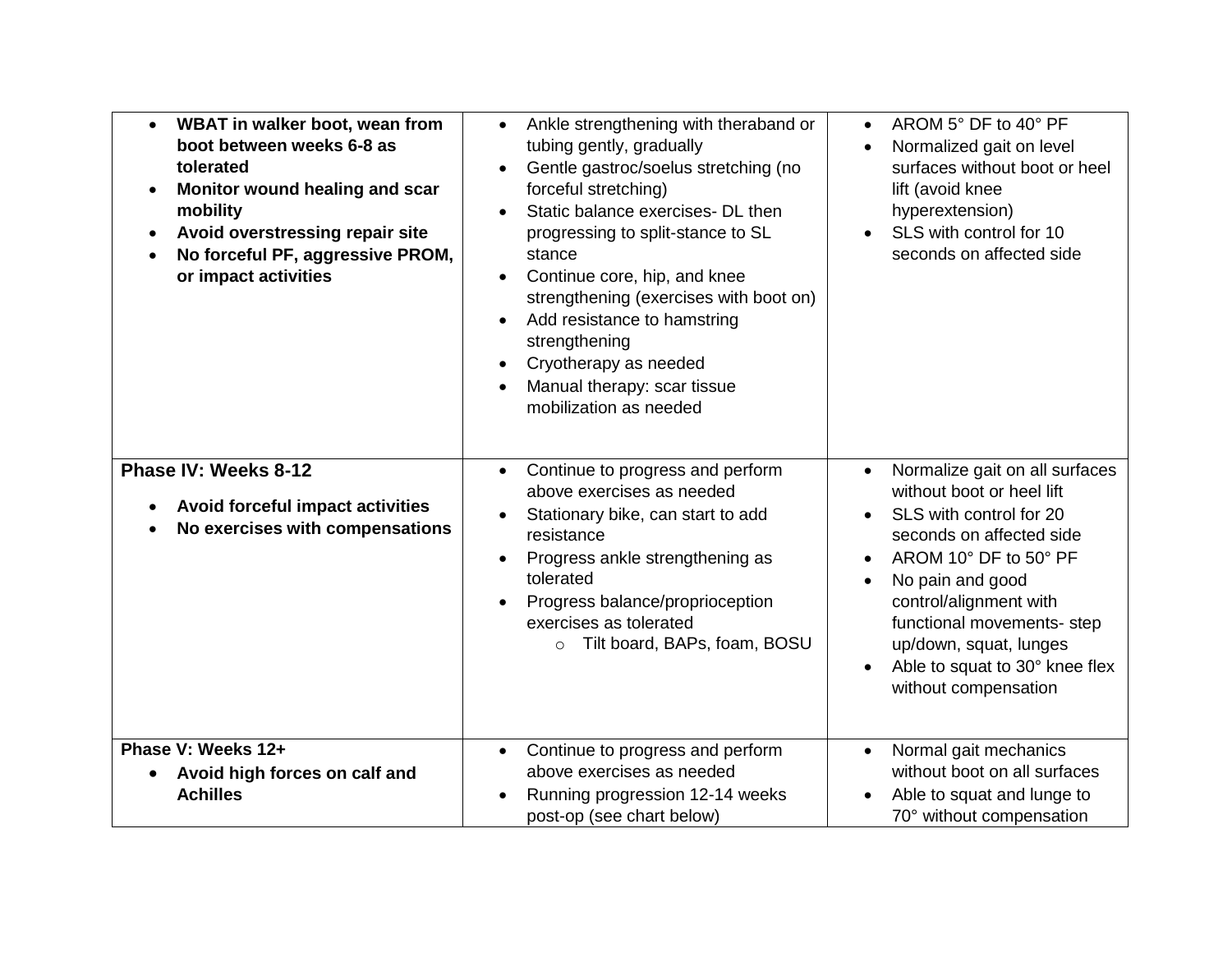| | | |
|---|---|---|
| <ul><li>**WBAT in walker boot, wean from boot between weeks 6-8 as tolerated**</li><li>**Monitor wound healing and scar mobility**</li><li>**Avoid overstressing repair site**</li><li>**No forceful PF, aggressive PROM, or impact activities**</li></ul> | <ul><li>Ankle strengthening with theraband or tubing gently, gradually</li><li>Gentle gastroc/soelus stretching (no forceful stretching)</li><li>Static balance exercises- DL then progressing to split-stance to SL stance</li><li>Continue core, hip, and knee strengthening (exercises with boot on)</li><li>Add resistance to hamstring strengthening</li><li>Cryotherapy as needed</li><li>Manual therapy: scar tissue mobilization as needed</li></ul> | <ul><li>AROM 5° DF to 40° PF</li><li>Normalized gait on level surfaces without boot or heel lift (avoid knee hyperextension)</li><li>SLS with control for 10 seconds on affected side</li></ul> |
| **Phase IV: Weeks 8-12**<ul><li>**Avoid forceful impact activities**</li><li>**No exercises with compensations**</li></ul> | <ul><li>Continue to progress and perform above exercises as needed</li><li>Stationary bike, can start to add resistance</li><li>Progress ankle strengthening as tolerated</li><li>Progress balance/proprioception exercises as tolerated<ul><li>Tilt board, BAPs, foam, BOSU</li></ul></li></ul> | <ul><li>Normalize gait on all surfaces without boot or heel lift</li><li>SLS with control for 20 seconds on affected side</li><li>AROM 10° DF to 50° PF</li><li>No pain and good control/alignment with functional movements- step up/down, squat, lunges</li><li>Able to squat to 30° knee flex without compensation</li></ul> |
| **Phase V: Weeks 12+**<ul><li>**Avoid high forces on calf and Achilles**</li></ul> | <ul><li>Continue to progress and perform above exercises as needed</li><li>Running progression 12-14 weeks post-op (see chart below)</li></ul> | <ul><li>Normal gait mechanics without boot on all surfaces</li><li>Able to squat and lunge to 70° without compensation</li></ul> |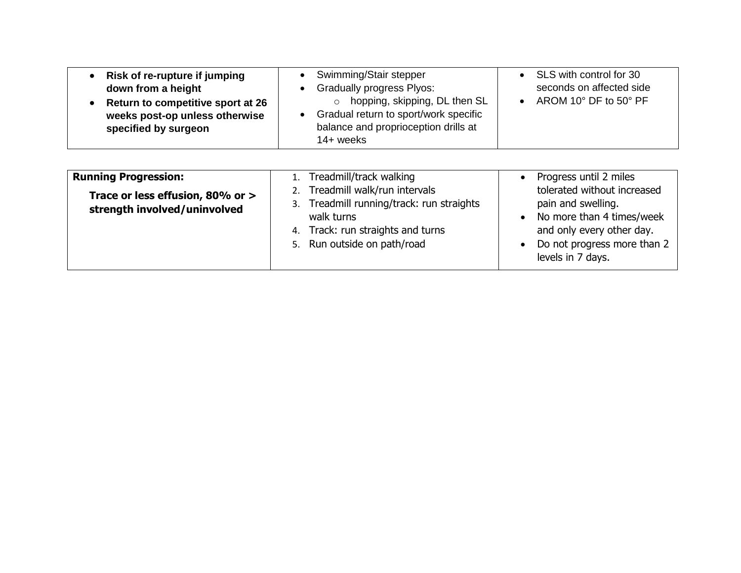| | | |
|---|---|---|
| • **Risk of re-rupture if jumping down from a height**<br>• **Return to competitive sport at 26 weeks post-op unless otherwise specified by surgeon** | • Swimming/Stair stepper<br>• Gradually progress Plyos:<br>  o hopping, skipping, DL then SL<br>• Gradual return to sport/work specific balance and proprioception drills at 14+ weeks | • SLS with control for 30 seconds on affected side<br>• AROM 10° DF to 50° PF |

| | | |
|---|---|---|
| **Running Progression:**<br>**Trace or less effusion, 80% or > strength involved/uninvolved** | 1. Treadmill/track walking<br>2. Treadmill walk/run intervals<br>3. Treadmill running/track: run straights walk turns<br>4. Track: run straights and turns<br>5. Run outside on path/road | • Progress until 2 miles tolerated without increased pain and swelling.<br>• No more than 4 times/week and only every other day.<br>• Do not progress more than 2 levels in 7 days. |